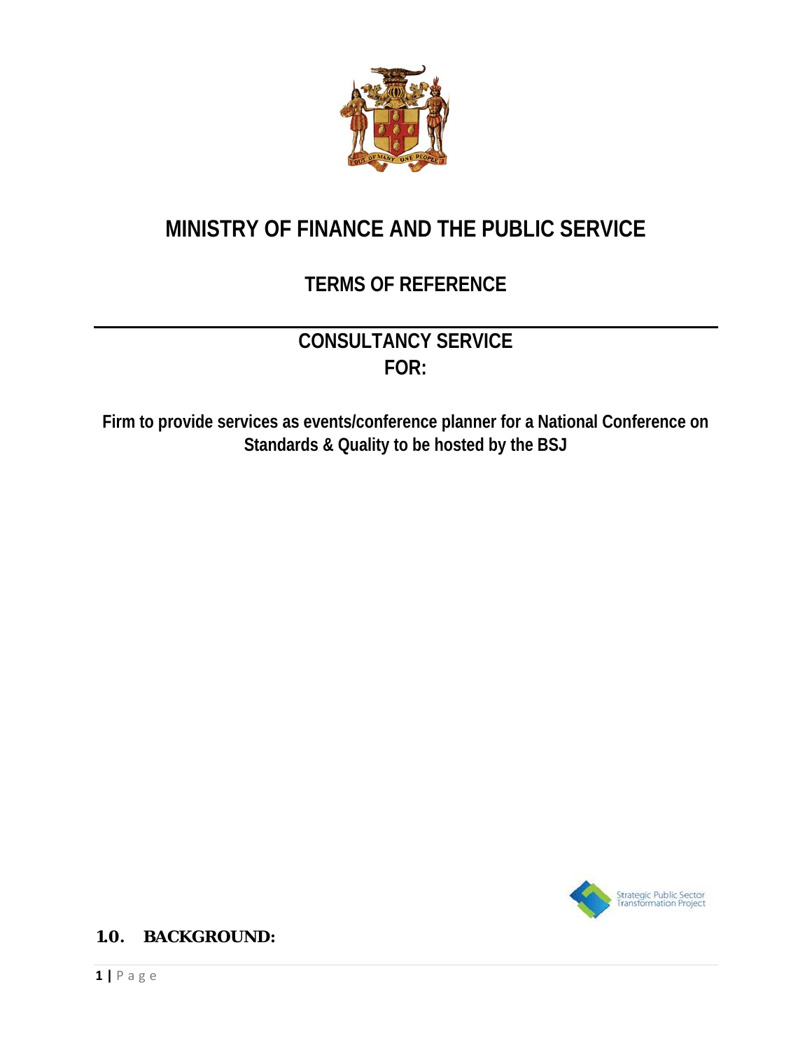# MINISTRY OF FINANCE AND THE PUBLIC SERVICE

## TERMS OF REFERENCE

---

## CONSULTANCY SERVICE FOR:

**Firm to provide services as events/conference planner for a National Conference on Standards & Quality to be hosted by the BSJ**

Strategic Public Sector Transformation Project

## 1.0. BACKGROUND: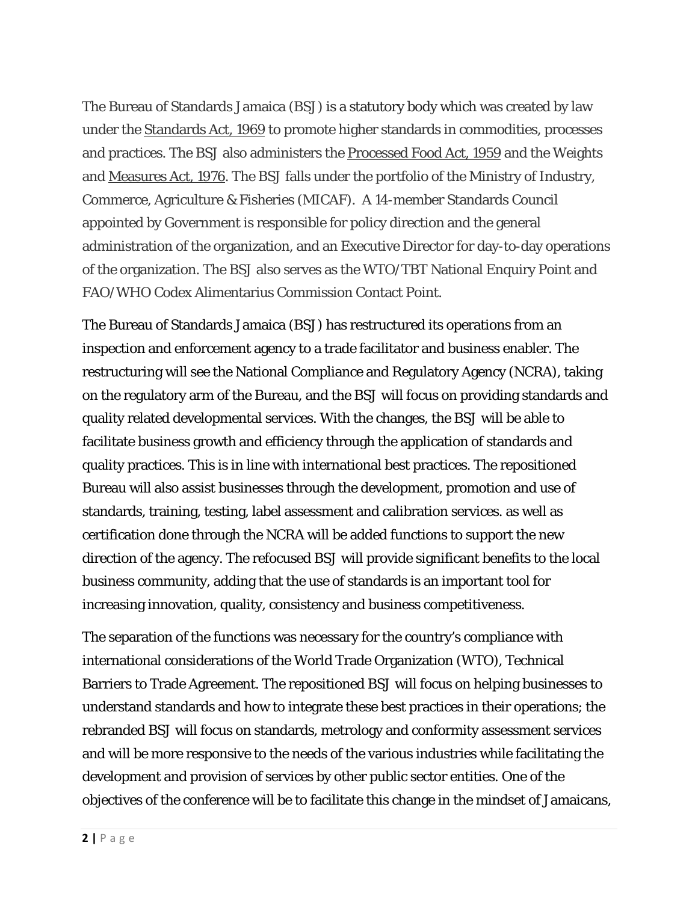The Bureau of Standards Jamaica (BSJ) is a statutory body which was created by law under the Standards Act, 1969 to promote higher standards in commodities, processes and practices. The BSJ also administers the Processed Food Act, 1959 and the Weights and Measures Act, 1976. The BSJ falls under the portfolio of the Ministry of Industry, Commerce, Agriculture & Fisheries (MICAF). A 14-member Standards Council appointed by Government is responsible for policy direction and the general administration of the organization, and an Executive Director for day-to-day operations of the organization. The BSJ also serves as the WTO/TBT National Enquiry Point and FAO/WHO Codex Alimentarius Commission Contact Point.

The Bureau of Standards Jamaica (BSJ) has restructured its operations from an inspection and enforcement agency to a trade facilitator and business enabler. The restructuring will see the National Compliance and Regulatory Agency (NCRA), taking on the regulatory arm of the Bureau, and the BSJ will focus on providing standards and quality related developmental services. With the changes, the BSJ will be able to facilitate business growth and efficiency through the application of standards and quality practices. This is in line with international best practices. The repositioned Bureau will also assist businesses through the development, promotion and use of standards, training, testing, label assessment and calibration services. as well as certification done through the NCRA will be added functions to support the new direction of the agency. The refocused BSJ will provide significant benefits to the local business community, adding that the use of standards is an important tool for increasing innovation, quality, consistency and business competitiveness.

The separation of the functions was necessary for the country's compliance with international considerations of the World Trade Organization (WTO), Technical Barriers to Trade Agreement. The repositioned BSJ will focus on helping businesses to understand standards and how to integrate these best practices in their operations; the rebranded BSJ will focus on standards, metrology and conformity assessment services and will be more responsive to the needs of the various industries while facilitating the development and provision of services by other public sector entities. One of the objectives of the conference will be to facilitate this change in the mindset of Jamaicans,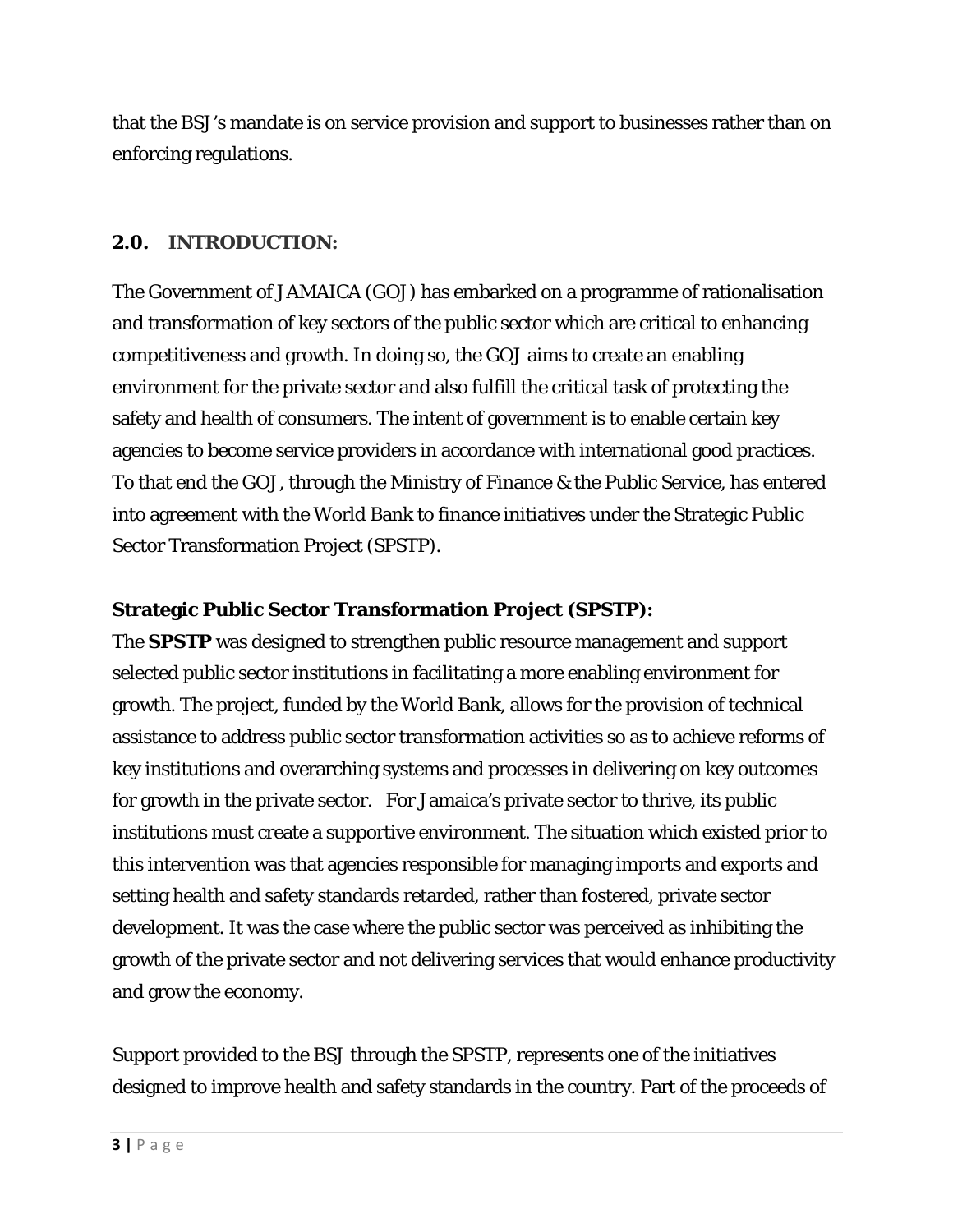that the BSJ's mandate is on service provision and support to businesses rather than on enforcing regulations.

## 2.0. INTRODUCTION:

The Government of JAMAICA (GOJ) has embarked on a programme of rationalisation and transformation of key sectors of the public sector which are critical to enhancing competitiveness and growth. In doing so, the GOJ aims to create an enabling environment for the private sector and also fulfill the critical task of protecting the safety and health of consumers. The intent of government is to enable certain key agencies to become service providers in accordance with international good practices. To that end the GOJ, through the Ministry of Finance & the Public Service, has entered into agreement with the World Bank to finance initiatives under the Strategic Public Sector Transformation Project (SPSTP).

**Strategic Public Sector Transformation Project (SPSTP):**

The **SPSTP** was designed to strengthen public resource management and support selected public sector institutions in facilitating a more enabling environment for growth. The project, funded by the World Bank, allows for the provision of technical assistance to address public sector transformation activities so as to achieve reforms of key institutions and overarching systems and processes in delivering on key outcomes for growth in the private sector. For Jamaica's private sector to thrive, its public institutions must create a supportive environment. The situation which existed prior to this intervention was that agencies responsible for managing imports and exports and setting health and safety standards retarded, rather than fostered, private sector development. It was the case where the public sector was perceived as inhibiting the growth of the private sector and not delivering services that would enhance productivity and grow the economy.

Support provided to the BSJ through the SPSTP, represents one of the initiatives designed to improve health and safety standards in the country. Part of the proceeds of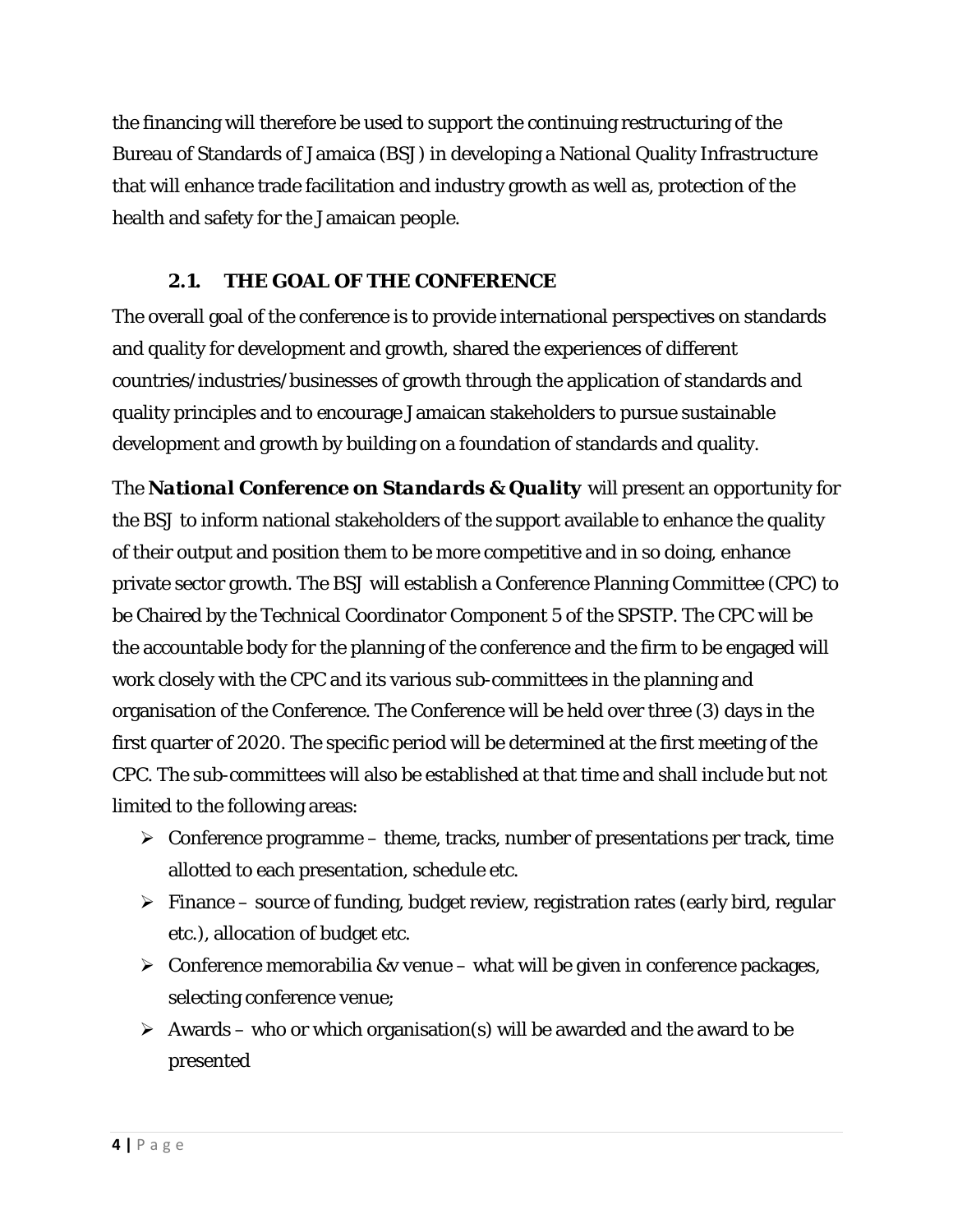the financing will therefore be used to support the continuing restructuring of the Bureau of Standards of Jamaica (BSJ) in developing a National Quality Infrastructure that will enhance trade facilitation and industry growth as well as, protection of the health and safety for the Jamaican people.

## 2.1. THE GOAL OF THE CONFERENCE

The overall goal of the conference is to provide international perspectives on standards and quality for development and growth, shared the experiences of different countries/industries/businesses of growth through the application of standards and quality principles and to encourage Jamaican stakeholders to pursue sustainable development and growth by building on a foundation of standards and quality.

The ***National Conference on Standards & Quality*** will present an opportunity for the BSJ to inform national stakeholders of the support available to enhance the quality of their output and position them to be more competitive and in so doing, enhance private sector growth. The BSJ will establish a Conference Planning Committee (CPC) to be Chaired by the Technical Coordinator Component 5 of the SPSTP. The CPC will be the accountable body for the planning of the conference and the firm to be engaged will work closely with the CPC and its various sub-committees in the planning and organisation of the Conference. The Conference will be held over three (3) days in the first quarter of 2020. The specific period will be determined at the first meeting of the CPC. The sub-committees will also be established at that time and shall include but not limited to the following areas:

- Conference programme – theme, tracks, number of presentations per track, time allotted to each presentation, schedule etc.
- Finance – source of funding, budget review, registration rates (early bird, regular etc.), allocation of budget etc.
- Conference memorabilia &v venue – what will be given in conference packages, selecting conference venue;
- Awards – who or which organisation(s) will be awarded and the award to be presented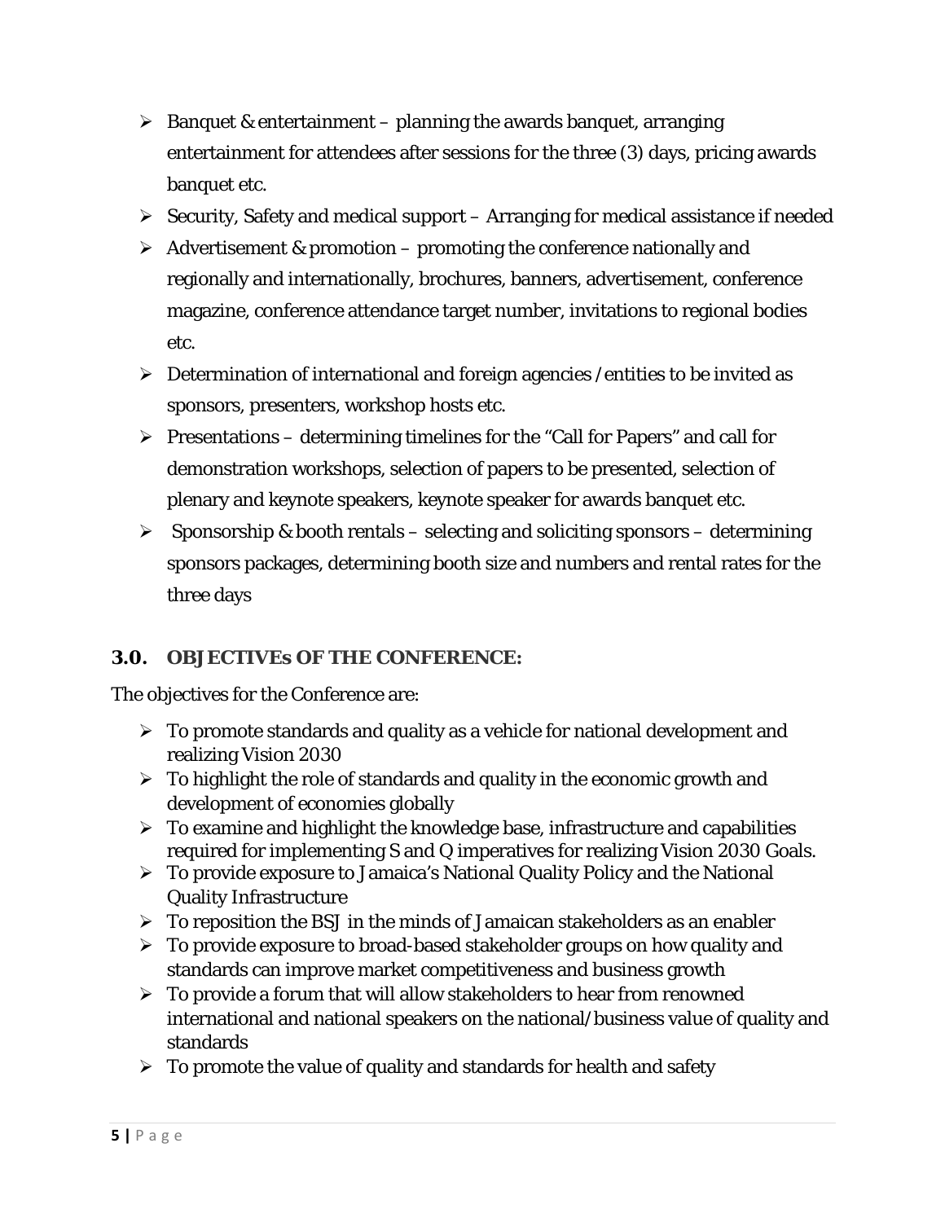- Banquet & entertainment – planning the awards banquet, arranging entertainment for attendees after sessions for the three (3) days, pricing awards banquet etc.
- Security, Safety and medical support – Arranging for medical assistance if needed
- Advertisement & promotion – promoting the conference nationally and regionally and internationally, brochures, banners, advertisement, conference magazine, conference attendance target number, invitations to regional bodies etc.
- Determination of international and foreign agencies /entities to be invited as sponsors, presenters, workshop hosts etc.
- Presentations – determining timelines for the "Call for Papers" and call for demonstration workshops, selection of papers to be presented, selection of plenary and keynote speakers, keynote speaker for awards banquet etc.
- Sponsorship & booth rentals – selecting and soliciting sponsors – determining sponsors packages, determining booth size and numbers and rental rates for the three days

## 3.0. OBJECTIVEs OF THE CONFERENCE:

The objectives for the Conference are:

- To promote standards and quality as a vehicle for national development and realizing Vision 2030
- To highlight the role of standards and quality in the economic growth and development of economies globally
- To examine and highlight the knowledge base, infrastructure and capabilities required for implementing S and Q imperatives for realizing Vision 2030 Goals.
- To provide exposure to Jamaica's National Quality Policy and the National Quality Infrastructure
- To reposition the BSJ in the minds of Jamaican stakeholders as an enabler
- To provide exposure to broad-based stakeholder groups on how quality and standards can improve market competitiveness and business growth
- To provide a forum that will allow stakeholders to hear from renowned international and national speakers on the national/business value of quality and standards
- To promote the value of quality and standards for health and safety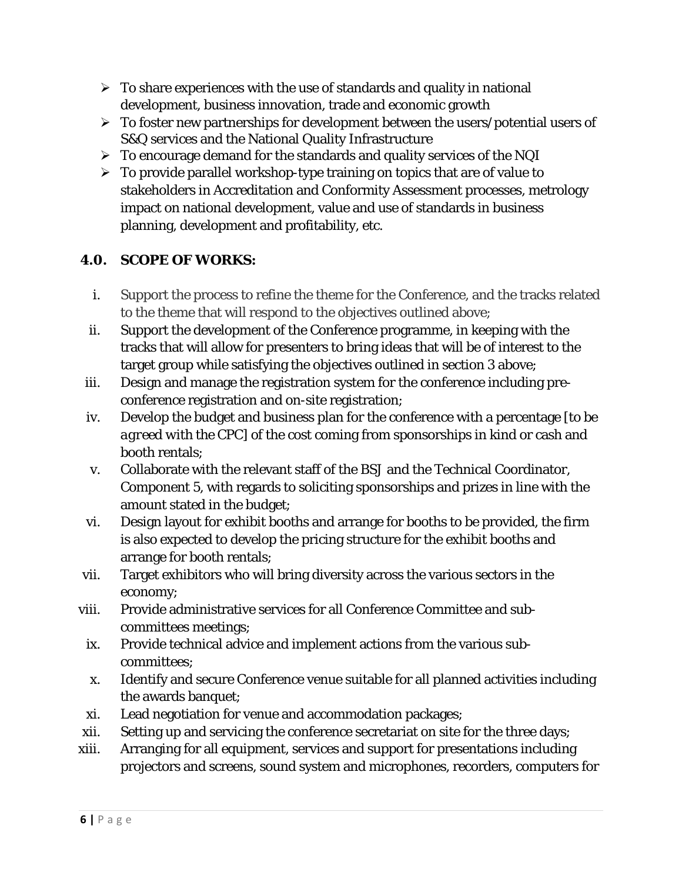- To share experiences with the use of standards and quality in national development, business innovation, trade and economic growth
- To foster new partnerships for development between the users/potential users of S&Q services and the National Quality Infrastructure
- To encourage demand for the standards and quality services of the NQI
- To provide parallel workshop-type training on topics that are of value to stakeholders in Accreditation and Conformity Assessment processes, metrology impact on national development, value and use of standards in business planning, development and profitability, etc.

## 4.0. SCOPE OF WORKS:

i. Support the process to refine the theme for the Conference, and the tracks related to the theme that will respond to the objectives outlined above;
ii. Support the development of the Conference programme, in keeping with the tracks that will allow for presenters to bring ideas that will be of interest to the target group while satisfying the objectives outlined in section 3 above;
iii. Design and manage the registration system for the conference including pre-conference registration and on-site registration;
iv. Develop the budget and business plan for the conference with a percentage [to be agreed with the CPC] of the cost coming from sponsorships in kind or cash and booth rentals;
v. Collaborate with the relevant staff of the BSJ and the Technical Coordinator, Component 5, with regards to soliciting sponsorships and prizes in line with the amount stated in the budget;
vi. Design layout for exhibit booths and arrange for booths to be provided, the firm is also expected to develop the pricing structure for the exhibit booths and arrange for booth rentals;
vii. Target exhibitors who will bring diversity across the various sectors in the economy;
viii. Provide administrative services for all Conference Committee and sub-committees meetings;
ix. Provide technical advice and implement actions from the various sub-committees;
x. Identify and secure Conference venue suitable for all planned activities including the awards banquet;
xi. Lead negotiation for venue and accommodation packages;
xii. Setting up and servicing the conference secretariat on site for the three days;
xiii. Arranging for all equipment, services and support for presentations including projectors and screens, sound system and microphones, recorders, computers for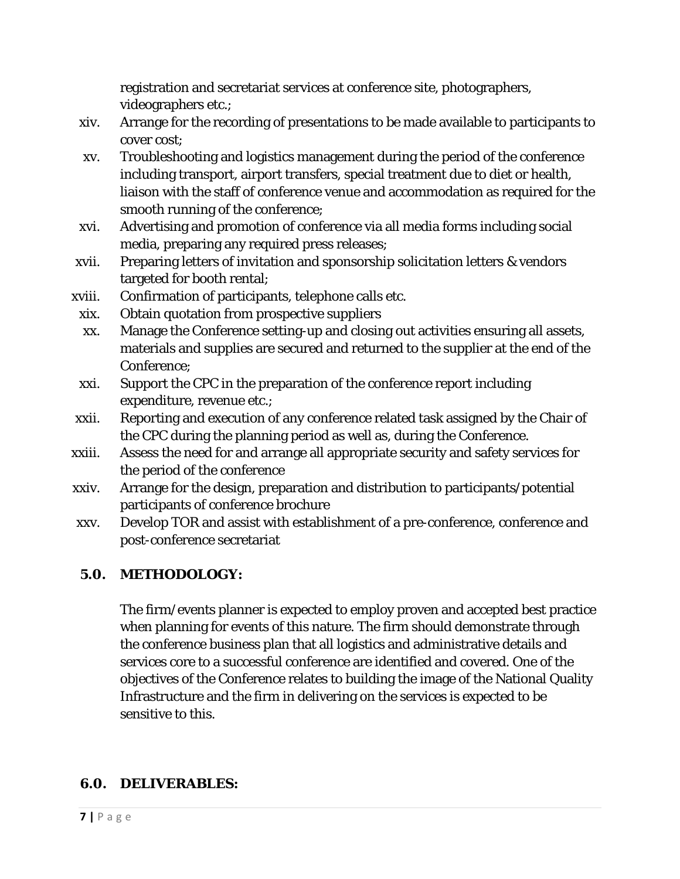registration and secretariat services at conference site, photographers, videographers etc.;

xiv. Arrange for the recording of presentations to be made available to participants to cover cost;

xv. Troubleshooting and logistics management during the period of the conference including transport, airport transfers, special treatment due to diet or health, liaison with the staff of conference venue and accommodation as required for the smooth running of the conference;

xvi. Advertising and promotion of conference via all media forms including social media, preparing any required press releases;

xvii. Preparing letters of invitation and sponsorship solicitation letters & vendors targeted for booth rental;

xviii. Confirmation of participants, telephone calls etc.

xix. Obtain quotation from prospective suppliers

xx. Manage the Conference setting-up and closing out activities ensuring all assets, materials and supplies are secured and returned to the supplier at the end of the Conference;

xxi. Support the CPC in the preparation of the conference report including expenditure, revenue etc.;

xxii. Reporting and execution of any conference related task assigned by the Chair of the CPC during the planning period as well as, during the Conference.

xxiii. Assess the need for and arrange all appropriate security and safety services for the period of the conference

xxiv. Arrange for the design, preparation and distribution to participants/potential participants of conference brochure

xxv. Develop TOR and assist with establishment of a pre-conference, conference and post-conference secretariat

## 5.0. METHODOLOGY:

The firm/events planner is expected to employ proven and accepted best practice when planning for events of this nature. The firm should demonstrate through the conference business plan that all logistics and administrative details and services core to a successful conference are identified and covered. One of the objectives of the Conference relates to building the image of the National Quality Infrastructure and the firm in delivering on the services is expected to be sensitive to this.

## 6.0. DELIVERABLES: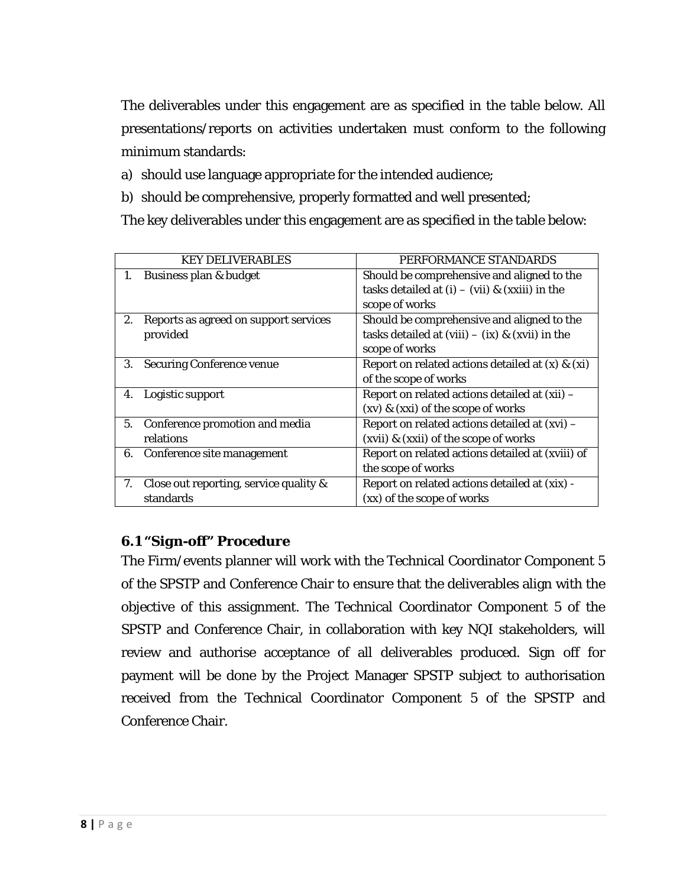The deliverables under this engagement are as specified in the table below. All presentations/reports on activities undertaken must conform to the following minimum standards:

a) should use language appropriate for the intended audience;
b) should be comprehensive, properly formatted and well presented;

The key deliverables under this engagement are as specified in the table below:

| KEY DELIVERABLES | PERFORMANCE STANDARDS |
|---|---|
| 1. Business plan & budget | Should be comprehensive and aligned to the tasks detailed at (i) – (vii) & (xxiii) in the scope of works |
| 2. Reports as agreed on support services provided | Should be comprehensive and aligned to the tasks detailed at (viii) – (ix) & (xvii) in the scope of works |
| 3. Securing Conference venue | Report on related actions detailed at (x) & (xi) of the scope of works |
| 4. Logistic support | Report on related actions detailed at (xii) – (xv) & (xxi) of the scope of works |
| 5. Conference promotion and media relations | Report on related actions detailed at (xvi) – (xvii) & (xxii) of the scope of works |
| 6. Conference site management | Report on related actions detailed at (xviii) of the scope of works |
| 7. Close out reporting, service quality & standards | Report on related actions detailed at (xix) - (xx) of the scope of works |

### 6.1 "Sign-off" Procedure

The Firm/events planner will work with the Technical Coordinator Component 5 of the SPSTP and Conference Chair to ensure that the deliverables align with the objective of this assignment. The Technical Coordinator Component 5 of the SPSTP and Conference Chair, in collaboration with key NQI stakeholders, will review and authorise acceptance of all deliverables produced. Sign off for payment will be done by the Project Manager SPSTP subject to authorisation received from the Technical Coordinator Component 5 of the SPSTP and Conference Chair.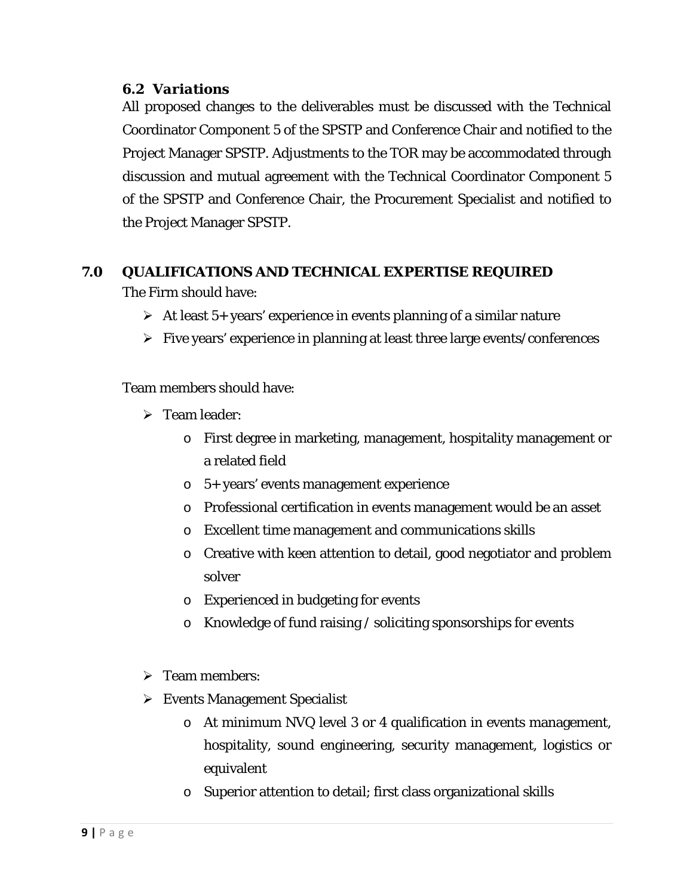### 6.2 *Variations*

All proposed changes to the deliverables must be discussed with the Technical Coordinator Component 5 of the SPSTP and Conference Chair and notified to the Project Manager SPSTP. Adjustments to the TOR may be accommodated through discussion and mutual agreement with the Technical Coordinator Component 5 of the SPSTP and Conference Chair, the Procurement Specialist and notified to the Project Manager SPSTP.

## 7.0 QUALIFICATIONS AND TECHNICAL EXPERTISE REQUIRED

The Firm should have:

- At least 5+ years' experience in events planning of a similar nature
- Five years' experience in planning at least three large events/conferences

Team members should have:

- Team leader:
  - First degree in marketing, management, hospitality management or a related field
  - 5+ years' events management experience
  - Professional certification in events management would be an asset
  - Excellent time management and communications skills
  - Creative with keen attention to detail, good negotiator and problem solver
  - Experienced in budgeting for events
  - Knowledge of fund raising / soliciting sponsorships for events

- Team members:
- Events Management Specialist
  - At minimum NVQ level 3 or 4 qualification in events management, hospitality, sound engineering, security management, logistics or equivalent
  - Superior attention to detail; first class organizational skills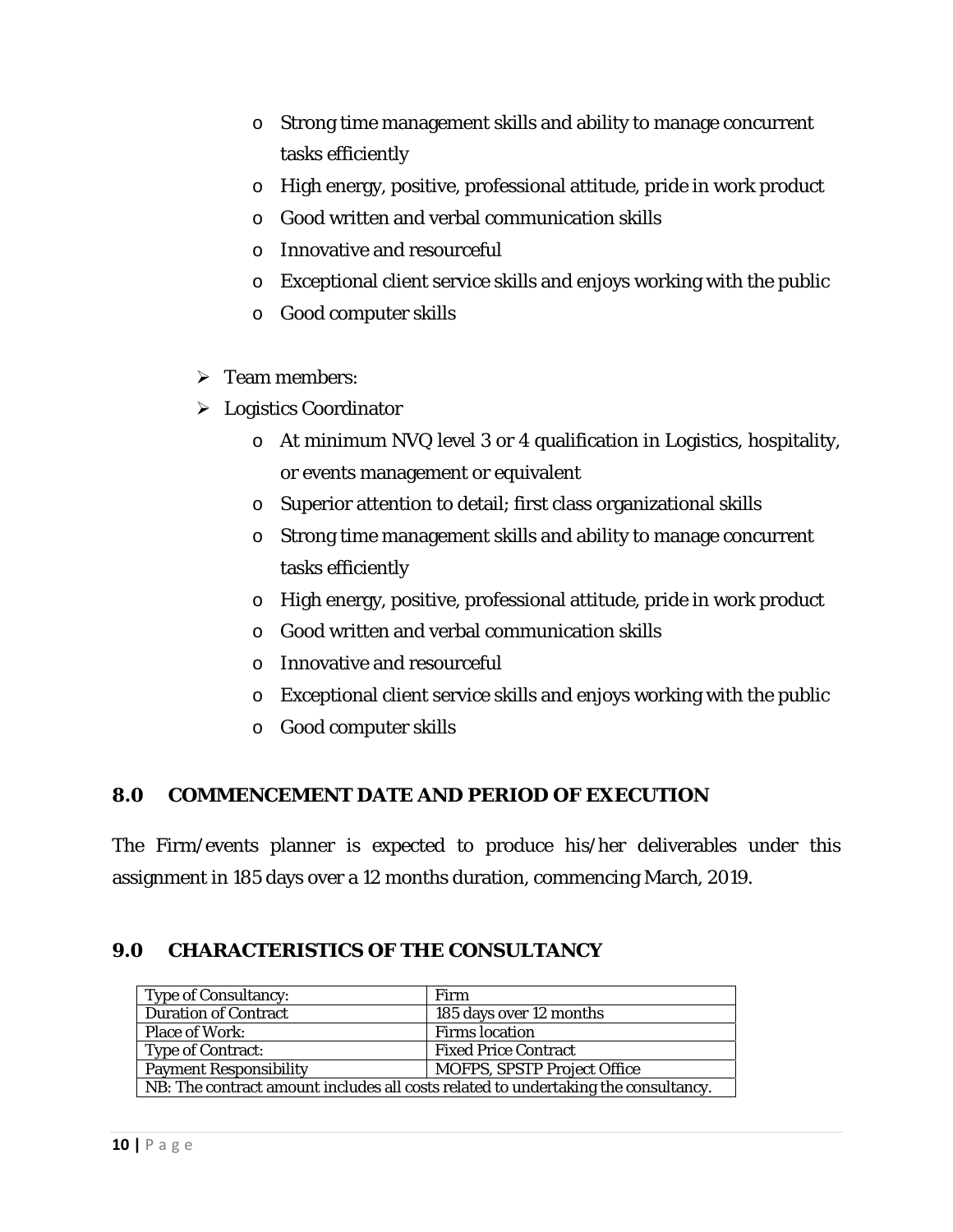- Strong time management skills and ability to manage concurrent tasks efficiently
  - High energy, positive, professional attitude, pride in work product
  - Good written and verbal communication skills
  - Innovative and resourceful
  - Exceptional client service skills and enjoys working with the public
  - Good computer skills

- Team members:
- Logistics Coordinator
  - At minimum NVQ level 3 or 4 qualification in Logistics, hospitality, or events management or equivalent
  - Superior attention to detail; first class organizational skills
  - Strong time management skills and ability to manage concurrent tasks efficiently
  - High energy, positive, professional attitude, pride in work product
  - Good written and verbal communication skills
  - Innovative and resourceful
  - Exceptional client service skills and enjoys working with the public
  - Good computer skills

## 8.0 COMMENCEMENT DATE AND PERIOD OF EXECUTION

The Firm/events planner is expected to produce his/her deliverables under this assignment in 185 days over a 12 months duration, commencing March, 2019.

## 9.0 CHARACTERISTICS OF THE CONSULTANCY

| Type of Consultancy: | Firm |
|---|---|
| Duration of Contract | 185 days over 12 months |
| Place of Work: | Firms location |
| Type of Contract: | Fixed Price Contract |
| Payment Responsibility | MOFPS, SPSTP Project Office |
| NB: The contract amount includes all costs related to undertaking the consultancy. | |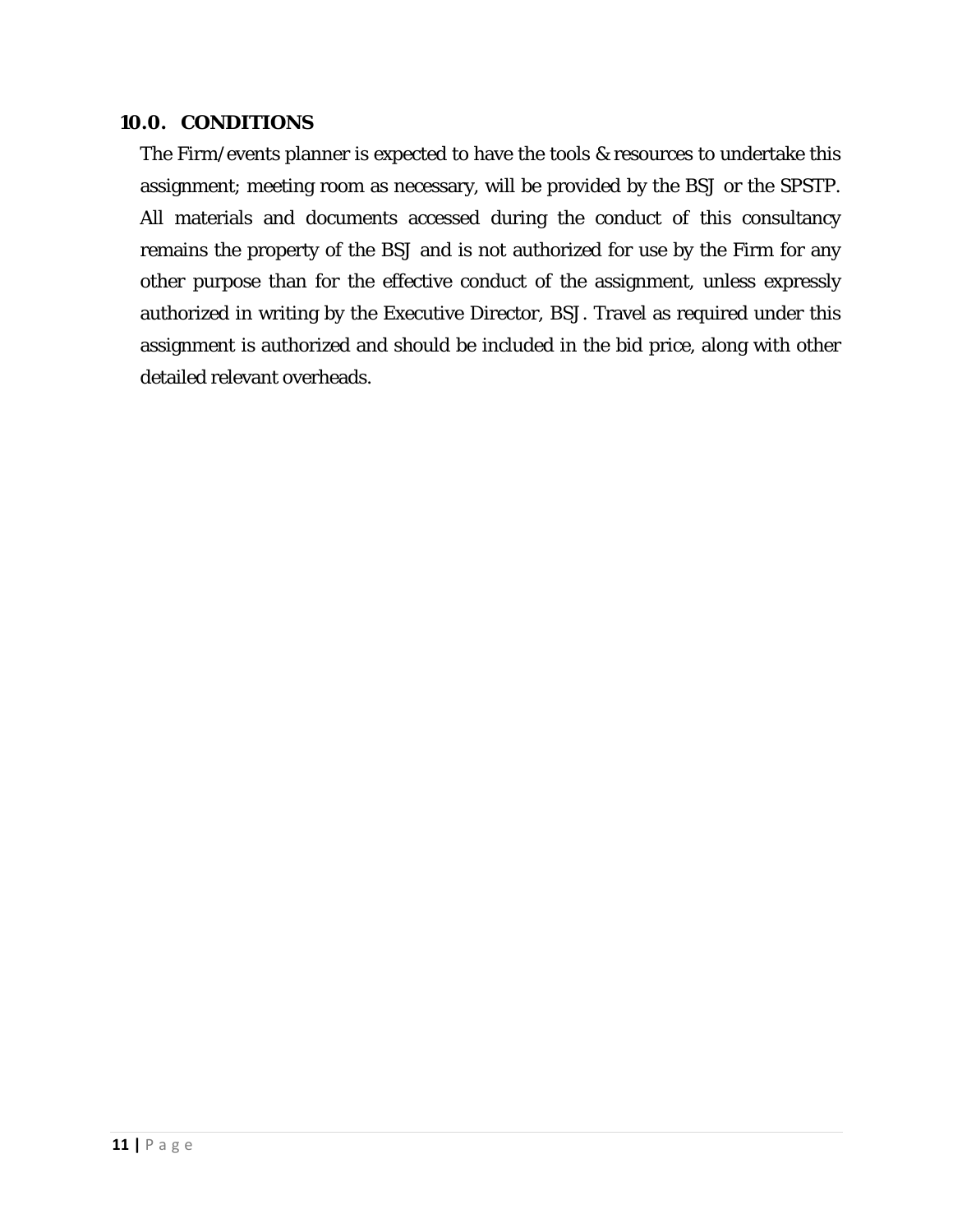## 10.0. CONDITIONS

The Firm/events planner is expected to have the tools & resources to undertake this assignment; meeting room as necessary, will be provided by the BSJ or the SPSTP. All materials and documents accessed during the conduct of this consultancy remains the property of the BSJ and is not authorized for use by the Firm for any other purpose than for the effective conduct of the assignment, unless expressly authorized in writing by the Executive Director, BSJ. Travel as required under this assignment is authorized and should be included in the bid price, along with other detailed relevant overheads.